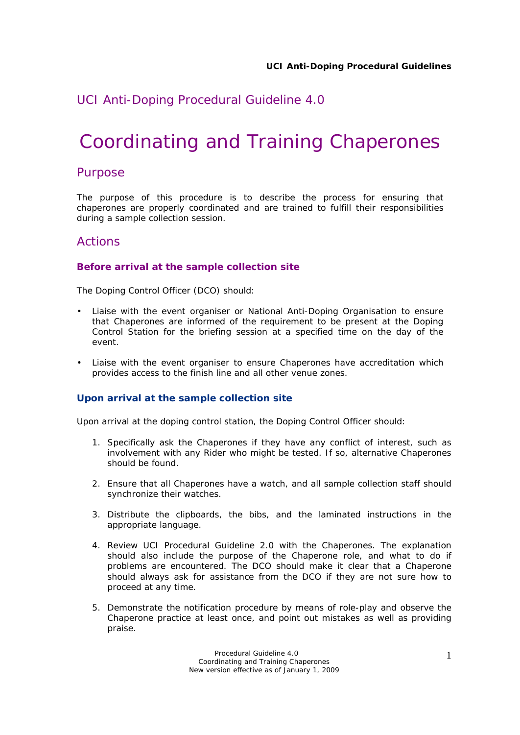## UCI Anti-Doping Procedural Guideline 4.0

# Coordinating and Training Chaperones

## Purpose

The purpose of this procedure is to describe the process for ensuring that chaperones are properly coordinated and are trained to fulfill their responsibilities during a sample collection session.

## Actions

### Before arrival at the sample collection site

The Doping Control Officer (DCO) should:

- Liaise with the event organiser or National Anti-Doping Organisation to ensure that Chaperones are informed of the requirement to be present at the Doping Control Station for the briefing session at a specified time on the day of the event.
- Liaise with the event organiser to ensure Chaperones have accreditation which provides access to the finish line and all other venue zones.

### Upon arrival at the sample collection site

Upon arrival at the doping control station, the Doping Control Officer should:

1. Specifically ask the Chaperones if they have any conflict of interest, such as involvement with any Rider who might be tested. If so, alternative Chaperones should be found.
2. Ensure that all Chaperones have a watch, and all sample collection staff should synchronize their watches.
3. Distribute the clipboards, the bibs, and the laminated instructions in the appropriate language.
4. Review UCI Procedural Guideline 2.0 with the Chaperones. The explanation should also include the purpose of the Chaperone role, and what to do if problems are encountered. The DCO should make it clear that a Chaperone should always ask for assistance from the DCO if they are not sure how to proceed at any time.
5. Demonstrate the notification procedure by means of role-play and observe the Chaperone practice at least once, and point out mistakes as well as providing praise.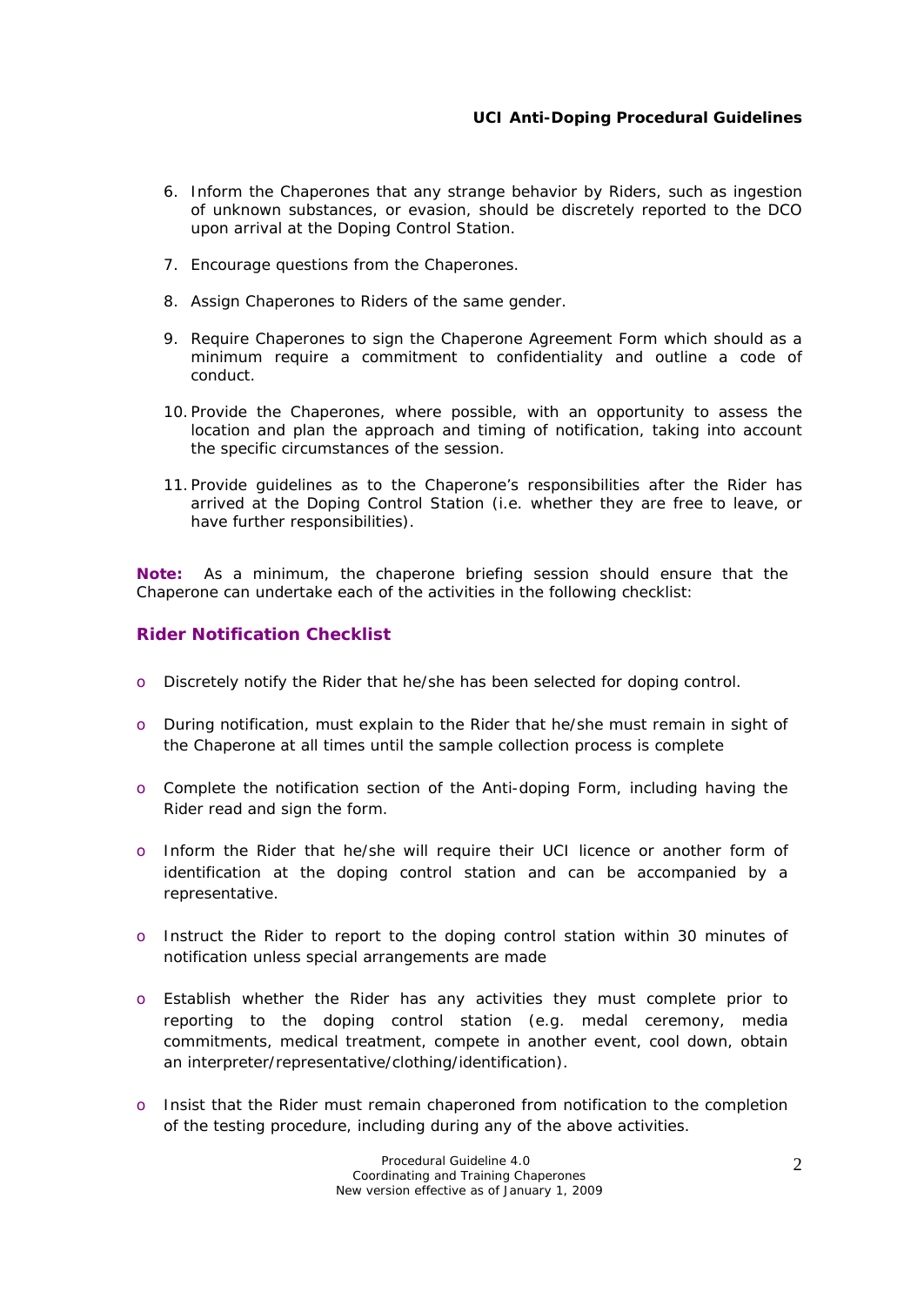6. Inform the Chaperones that any strange behavior by Riders, such as ingestion of unknown substances, or evasion, should be discretely reported to the DCO upon arrival at the Doping Control Station.

7. Encourage questions from the Chaperones.

8. Assign Chaperones to Riders of the same gender.

9. Require Chaperones to sign the Chaperone Agreement Form which should as a minimum require a commitment to confidentiality and outline a code of conduct.

10. Provide the Chaperones, where possible, with an opportunity to assess the location and plan the approach and timing of notification, taking into account the specific circumstances of the session.

11. Provide guidelines as to the Chaperone's responsibilities after the Rider has arrived at the Doping Control Station (i.e. whether they are free to leave, or have further responsibilities).

**Note:** As a minimum, the chaperone briefing session should ensure that the Chaperone can undertake each of the activities in the following checklist:

### Rider Notification Checklist

- Discretely notify the Rider that he/she has been selected for doping control.
- During notification, must explain to the Rider that he/she must remain in sight of the Chaperone at all times until the sample collection process is complete
- Complete the notification section of the Anti-doping Form, including having the Rider read and sign the form.
- Inform the Rider that he/she will require their UCI licence or another form of identification at the doping control station and can be accompanied by a representative.
- Instruct the Rider to report to the doping control station within 30 minutes of notification unless special arrangements are made
- Establish whether the Rider has any activities they must complete prior to reporting to the doping control station (e.g. medal ceremony, media commitments, medical treatment, compete in another event, cool down, obtain an interpreter/representative/clothing/identification).
- Insist that the Rider must remain chaperoned from notification to the completion of the testing procedure, including during any of the above activities.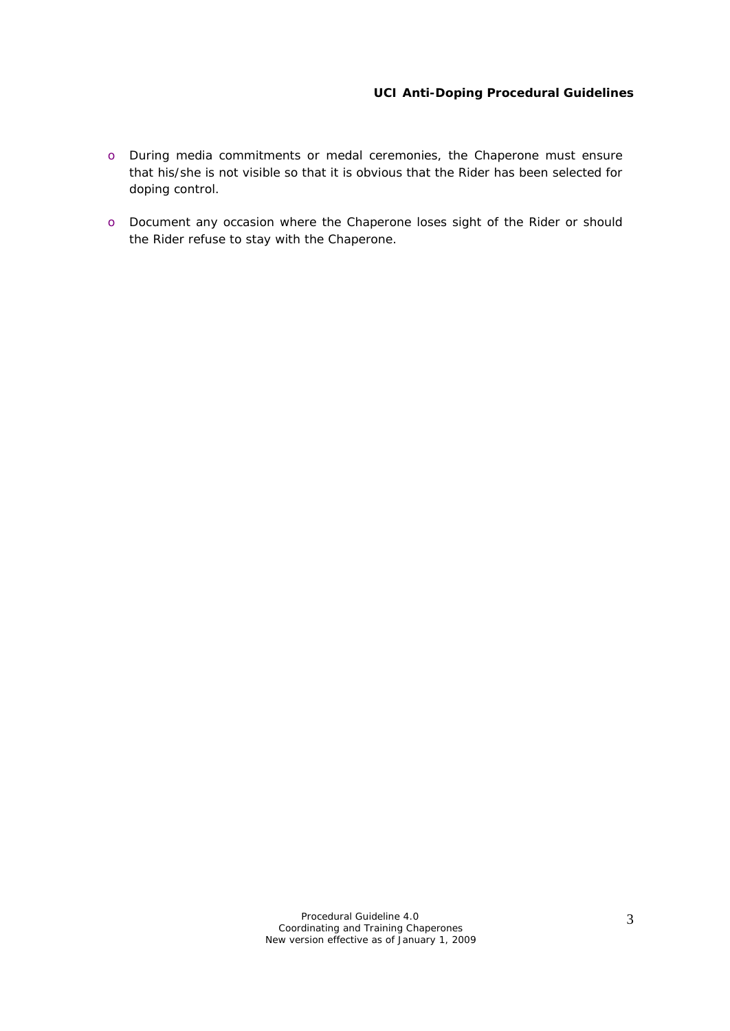- During media commitments or medal ceremonies, the Chaperone must ensure that his/she is not visible so that it is obvious that the Rider has been selected for doping control.

- Document any occasion where the Chaperone loses sight of the Rider or should the Rider refuse to stay with the Chaperone.